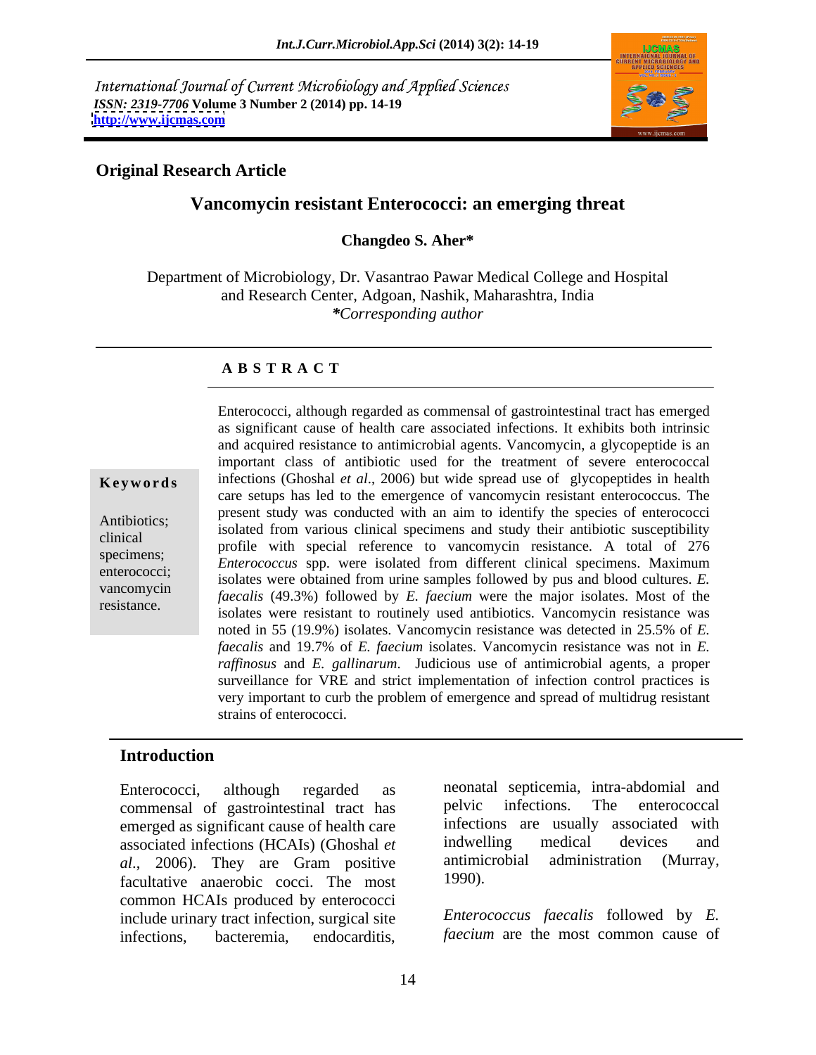International Journal of Current Microbiology and Applied Sciences
*ISSN: 2319-7706* **Volume 3 Number 2 (2014) pp. 14-19**
**http://www.ijcmas.com**

**Original Research Article**

# Vancomycin resistant Enterococci: an emerging threat

**Changdeo S. Aher\***

Department of Microbiology, Dr. Vasantrao Pawar Medical College and Hospital and Research Center, Adgoan, Nashik, Maharashtra, India
*\*Corresponding author*

## ABSTRACT

**Keywords**

Antibiotics; clinical specimens; enterococci; vancomycin resistance.

Enterococci, although regarded as commensal of gastrointestinal tract has emerged as significant cause of health care associated infections. It exhibits both intrinsic and acquired resistance to antimicrobial agents. Vancomycin, a glycopeptide is an important class of antibiotic used for the treatment of severe enterococcal infections (Ghoshal *et al*., 2006) but wide spread use of glycopeptides in health care setups has led to the emergence of vancomycin resistant enterococcus. The present study was conducted with an aim to identify the species of enterococci isolated from various clinical specimens and study their antibiotic susceptibility profile with special reference to vancomycin resistance. A total of 276 *Enterococcus* spp. were isolated from different clinical specimens. Maximum isolates were obtained from urine samples followed by pus and blood cultures. *E. faecalis* (49.3%) followed by *E. faecium* were the major isolates. Most of the isolates were resistant to routinely used antibiotics. Vancomycin resistance was noted in 55 (19.9%) isolates. Vancomycin resistance was detected in 25.5% of *E. faecalis* and 19.7% of *E. faecium* isolates. Vancomycin resistance was not in *E. raffinosus* and *E. gallinarum*. Judicious use of antimicrobial agents, a proper surveillance for VRE and strict implementation of infection control practices is very important to curb the problem of emergence and spread of multidrug resistant strains of enterococci.

## Introduction

Enterococci, although regarded as commensal of gastrointestinal tract has emerged as significant cause of health care associated infections (HCAIs) (Ghoshal *et al*., 2006). They are Gram positive facultative anaerobic cocci. The most common HCAIs produced by enterococci include urinary tract infection, surgical site infections, bacteremia, endocarditis, neonatal septicemia, intra-abdominal and pelvic infections. The enterococcal infections are usually associated with indwelling medical devices and antimicrobial administration (Murray, 1990).

*Enterococcus faecalis* followed by *E. faecium* are the most common cause of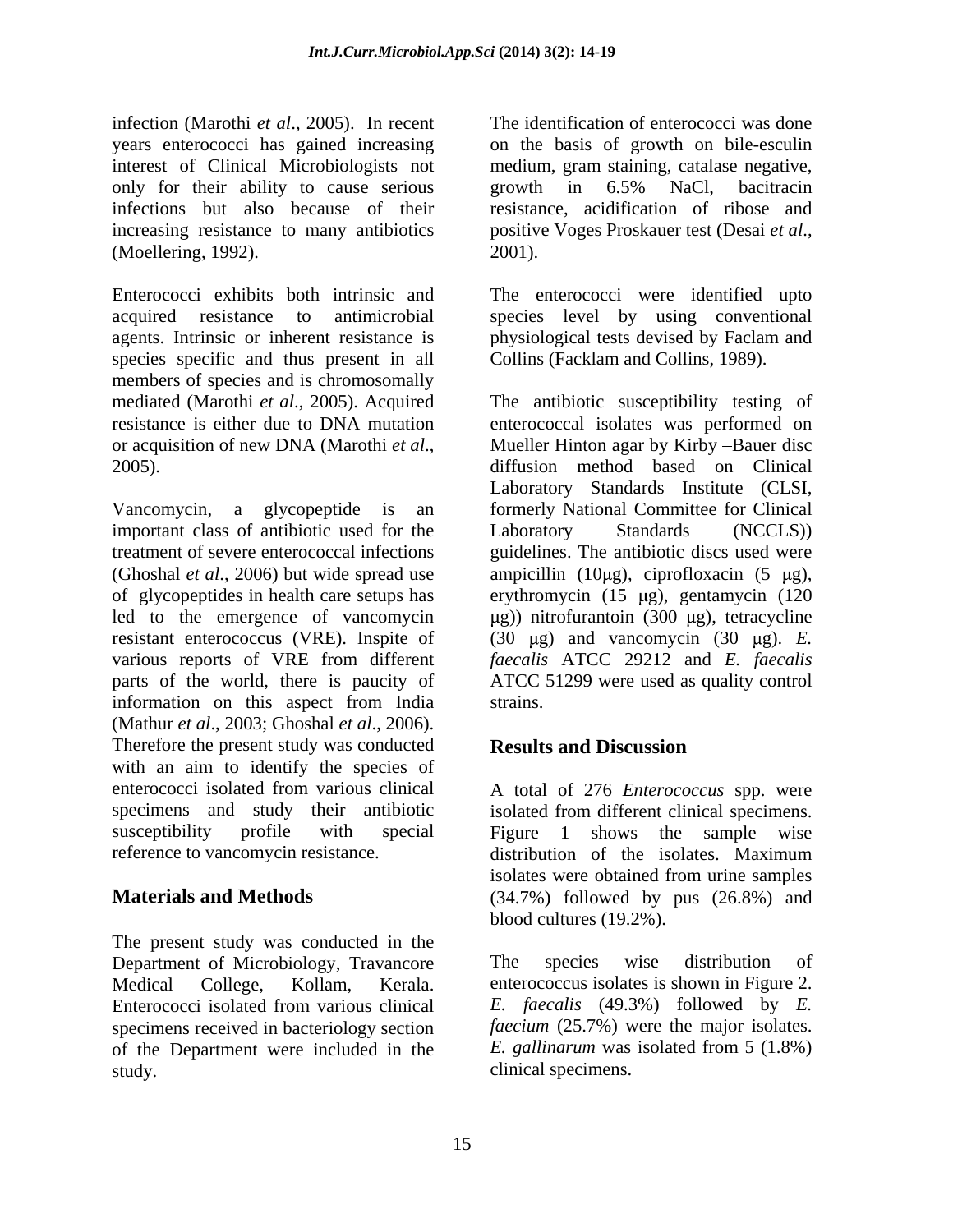infection (Marothi *et al*., 2005). In recent years enterococci has gained increasing interest of Clinical Microbiologists not only for their ability to cause serious infections but also because of their increasing resistance to many antibiotics (Moellering, 1992).

Enterococci exhibits both intrinsic and acquired resistance to antimicrobial agents. Intrinsic or inherent resistance is species specific and thus present in all members of species and is chromosomally mediated (Marothi *et al*., 2005). Acquired resistance is either due to DNA mutation or acquisition of new DNA (Marothi *et al*., 2005).

Vancomycin, a glycopeptide is an important class of antibiotic used for the treatment of severe enterococcal infections (Ghoshal *et al*., 2006) but wide spread use of glycopeptides in health care setups has led to the emergence of vancomycin resistant enterococcus (VRE). Inspite of various reports of VRE from different parts of the world, there is paucity of information on this aspect from India (Mathur *et al*., 2003; Ghoshal *et al*., 2006). Therefore the present study was conducted with an aim to identify the species of enterococci isolated from various clinical specimens and study their antibiotic susceptibility profile with special reference to vancomycin resistance.

## Materials and Methods

The present study was conducted in the Department of Microbiology, Travancore Medical College, Kollam, Kerala. Enterococci isolated from various clinical specimens received in bacteriology section of the Department were included in the study.

The identification of enterococci was done on the basis of growth on bile-esculin medium, gram staining, catalase negative, growth in 6.5% NaCl, bacitracin resistance, acidification of ribose and positive Voges Proskauer test (Desai *et al*., 2001).

The enterococci were identified upto species level by using conventional physiological tests devised by Faclam and Collins (Facklam and Collins, 1989).

The antibiotic susceptibility testing of enterococcal isolates was performed on Mueller Hinton agar by Kirby –Bauer disc diffusion method based on Clinical Laboratory Standards Institute (CLSI, formerly National Committee for Clinical Laboratory Standards (NCCLS)) guidelines. The antibiotic discs used were ampicillin (10μg), ciprofloxacin (5 μg), erythromycin (15 μg), gentamycin (120 μg)) nitrofurantoin (300 μg), tetracycline (30 μg) and vancomycin (30 μg). *E. faecalis* ATCC 29212 and *E. faecalis* ATCC 51299 were used as quality control strains.

## Results and Discussion

A total of 276 *Enterococcus* spp. were isolated from different clinical specimens. Figure 1 shows the sample wise distribution of the isolates. Maximum isolates were obtained from urine samples (34.7%) followed by pus (26.8%) and blood cultures (19.2%).

The species wise distribution of enterococcus isolates is shown in Figure 2. *E. faecalis* (49.3%) followed by *E. faecium* (25.7%) were the major isolates. *E. gallinarum* was isolated from 5 (1.8%) clinical specimens.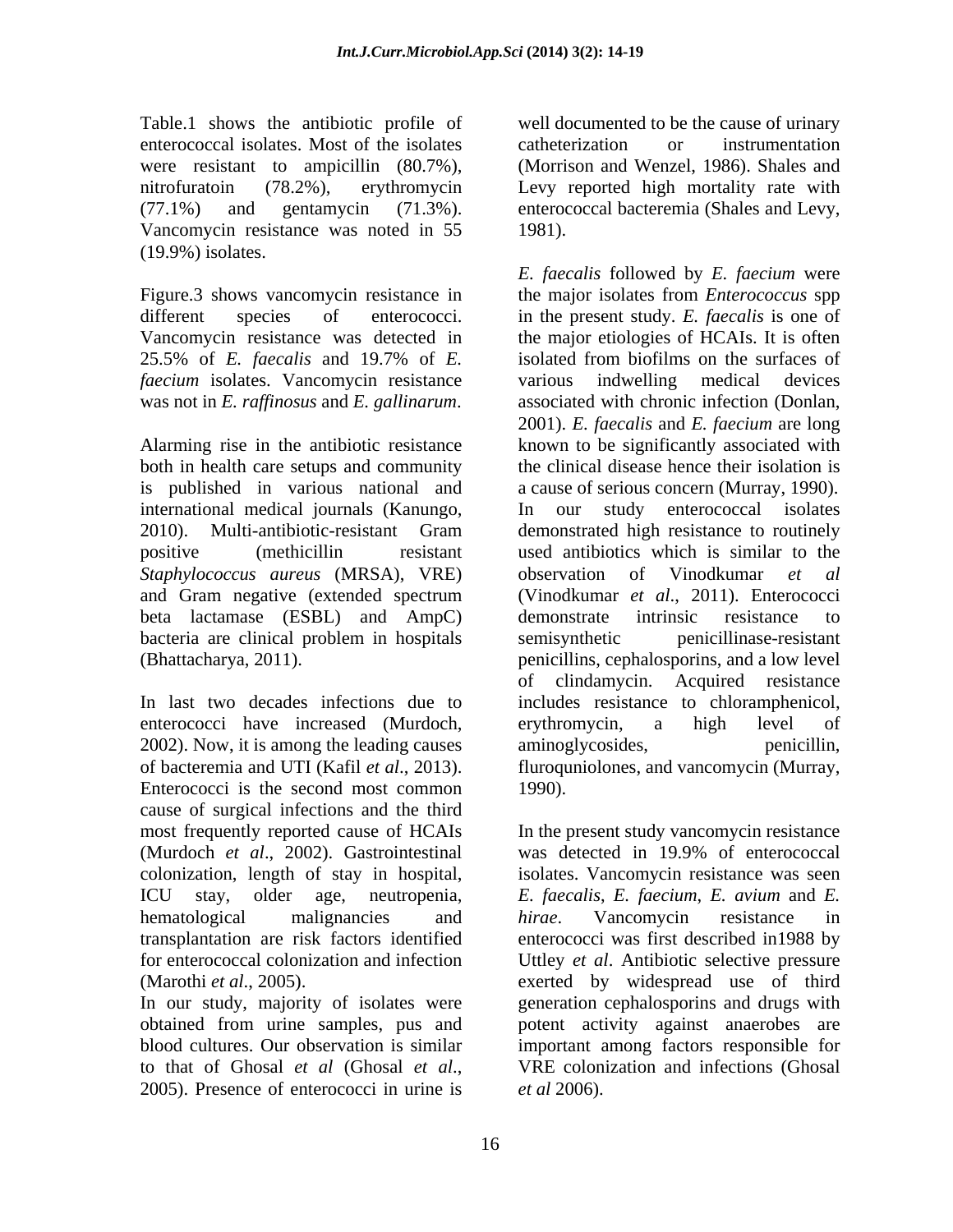Table.1 shows the antibiotic profile of enterococcal isolates. Most of the isolates were resistant to ampicillin (80.7%), nitrofuratoin (78.2%), erythromycin (77.1%) and gentamycin (71.3%). Vancomycin resistance was noted in 55 (19.9%) isolates.

Figure.3 shows vancomycin resistance in different species of enterococci. Vancomycin resistance was detected in 25.5% of *E. faecalis* and 19.7% of *E. faecium* isolates. Vancomycin resistance was not in *E. raffinosus* and *E. gallinarum*.

Alarming rise in the antibiotic resistance both in health care setups and community is published in various national and international medical journals (Kanungo, 2010). Multi-antibiotic-resistant Gram positive (methicillin resistant *Staphylococcus aureus* (MRSA), VRE) and Gram negative (extended spectrum beta lactamase (ESBL) and AmpC) bacteria are clinical problem in hospitals (Bhattacharya, 2011).

In last two decades infections due to enterococci have increased (Murdoch, 2002). Now, it is among the leading causes of bacteremia and UTI (Kafil *et al*., 2013). Enterococci is the second most common cause of surgical infections and the third most frequently reported cause of HCAIs (Murdoch *et al*., 2002). Gastrointestinal colonization, length of stay in hospital, ICU stay, older age, neutropenia, hematological malignancies and transplantation are risk factors identified for enterococcal colonization and infection (Marothi *et al*., 2005).

In our study, majority of isolates were obtained from urine samples, pus and blood cultures. Our observation is similar to that of Ghosal *et al* (Ghosal *et al*., 2005). Presence of enterococci in urine is well documented to be the cause of urinary catheterization or instrumentation (Morrison and Wenzel, 1986). Shales and Levy reported high mortality rate with enterococcal bacteremia (Shales and Levy, 1981).

*E. faecalis* followed by *E. faecium* were the major isolates from *Enterococcus* spp in the present study. *E. faecalis* is one of the major etiologies of HCAIs. It is often isolated from biofilms on the surfaces of various indwelling medical devices associated with chronic infection (Donlan, 2001). *E. faecalis* and *E. faecium* are long known to be significantly associated with the clinical disease hence their isolation is a cause of serious concern (Murray, 1990). In our study enterococcal isolates demonstrated high resistance to routinely used antibiotics which is similar to the observation of Vinodkumar *et al* (Vinodkumar *et al*., 2011). Enterococci demonstrate intrinsic resistance to semisynthetic penicillinase-resistant penicillins, cephalosporins, and a low level of clindamycin. Acquired resistance includes resistance to chloramphenicol, erythromycin, a high level of aminoglycosides, penicillin, fluroquniolones, and vancomycin (Murray, 1990).

In the present study vancomycin resistance was detected in 19.9% of enterococcal isolates. Vancomycin resistance was seen *E. faecalis*, *E. faecium*, *E. avium* and *E. hirae*. Vancomycin resistance in enterococci was first described in1988 by Uttley *et al*. Antibiotic selective pressure exerted by widespread use of third generation cephalosporins and drugs with potent activity against anaerobes are important among factors responsible for VRE colonization and infections (Ghosal *et al* 2006).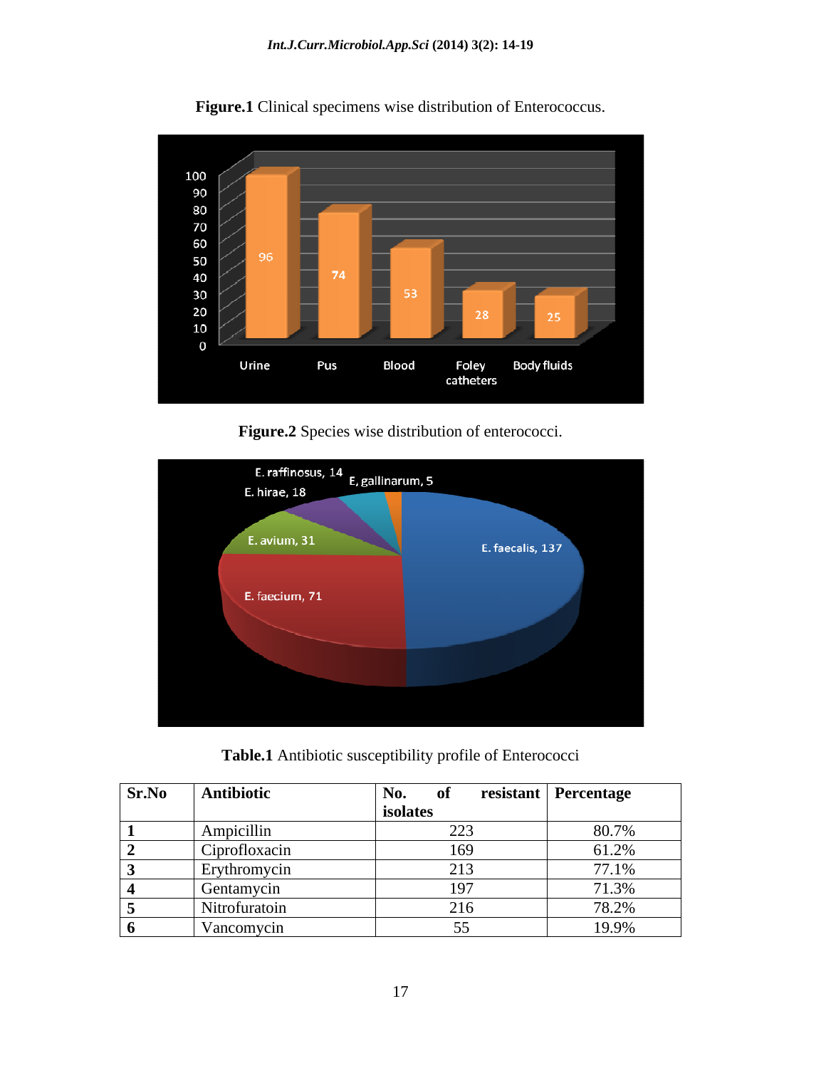**Figure.1** Clinical specimens wise distribution of Enterococcus.

**Figure.2** Species wise distribution of enterococci.

**Table.1** Antibiotic susceptibility profile of Enterococci

| Sr.No | Antibiotic | No. of resistant isolates | Percentage |
|---|---|---|---|
| 1 | Ampicillin | 223 | 80.7% |
| 2 | Ciprofloxacin | 169 | 61.2% |
| 3 | Erythromycin | 213 | 77.1% |
| 4 | Gentamycin | 197 | 71.3% |
| 5 | Nitrofuratoin | 216 | 78.2% |
| 6 | Vancomycin | 55 | 19.9% |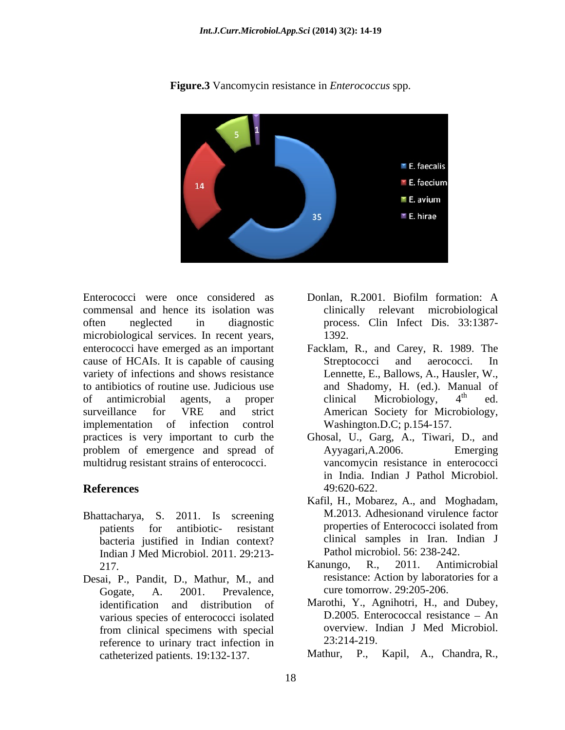**Figure.3** Vancomycin resistance in *Enterococcus* spp.

Enterococci were once considered as commensal and hence its isolation was often neglected in diagnostic microbiological services. In recent years, enterococci have emerged as an important cause of HCAIs. It is capable of causing variety of infections and shows resistance to antibiotics of routine use. Judicious use of antimicrobial agents, a proper surveillance for VRE and strict implementation of infection control practices is very important to curb the problem of emergence and spread of multidrug resistant strains of enterococci.

## References

Bhattacharya, S. 2011. Is screening patients for antibiotic- resistant bacteria justified in Indian context? Indian J Med Microbiol. 2011. 29:213-217.

Desai, P., Pandit, D., Mathur, M., and Gogate, A. 2001. Prevalence, identification and distribution of various species of enterococci isolated from clinical specimens with special reference to urinary tract infection in catheterized patients. 19:132-137.

Donlan, R.2001. Biofilm formation: A clinically relevant microbiological process. Clin Infect Dis. 33:1387-1392.

Facklam, R., and Carey, R. 1989. The Streptococci and aerococci. In Lennette, E., Ballows, A., Hausler, W., and Shadomy, H. (ed.). Manual of clinical Microbiology, 4th ed. American Society for Microbiology, Washington.D.C; p.154-157.

Ghosal, U., Garg, A., Tiwari, D., and Ayyagari,A.2006. Emerging vancomycin resistance in enterococci in India. Indian J Pathol Microbiol. 49:620-622.

Kafil, H., Mobarez, A., and Moghadam, M.2013. Adhesionand virulence factor properties of Enterococci isolated from clinical samples in Iran. Indian J Pathol microbiol. 56: 238-242.

Kanungo, R., 2011. Antimicrobial resistance: Action by laboratories for a cure tomorrow. 29:205-206.

Marothi, Y., Agnihotri, H., and Dubey, D.2005. Enterococcal resistance – An overview. Indian J Med Microbiol. 23:214-219.

Mathur, P., Kapil, A., Chandra, R.,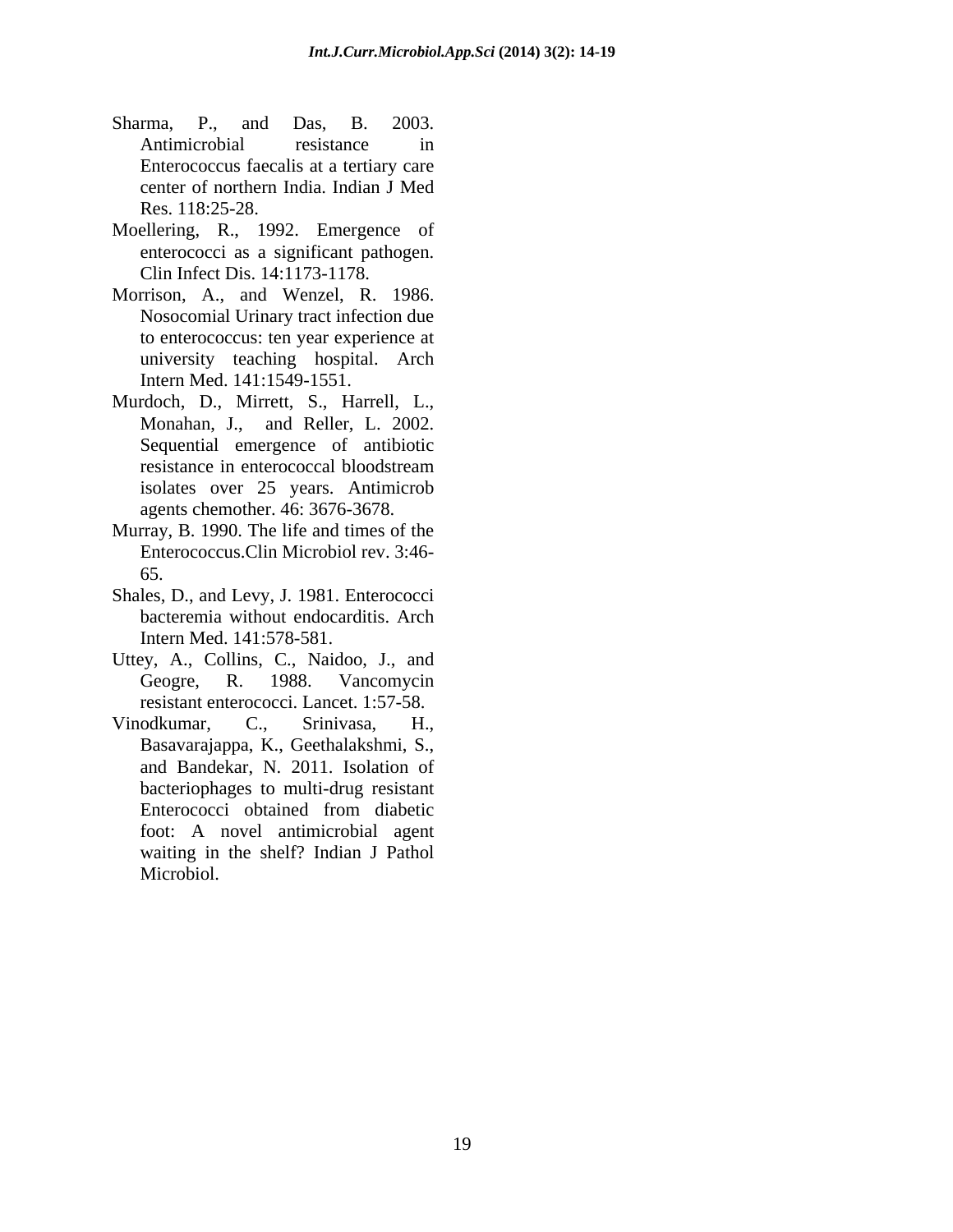Sharma, P., and Das, B. 2003. Antimicrobial resistance in Enterococcus faecalis at a tertiary care center of northern India. Indian J Med Res. 118:25-28.

Moellering, R., 1992. Emergence of enterococci as a significant pathogen. Clin Infect Dis. 14:1173-1178.

Morrison, A., and Wenzel, R. 1986. Nosocomial Urinary tract infection due to enterococcus: ten year experience at university teaching hospital. Arch Intern Med. 141:1549-1551.

Murdoch, D., Mirrett, S., Harrell, L., Monahan, J., and Reller, L. 2002. Sequential emergence of antibiotic resistance in enterococcal bloodstream isolates over 25 years. Antimicrob agents chemother. 46: 3676-3678.

Murray, B. 1990. The life and times of the Enterococcus.Clin Microbiol rev. 3:46-65.

Shales, D., and Levy, J. 1981. Enterococci bacteremia without endocarditis. Arch Intern Med. 141:578-581.

Uttey, A., Collins, C., Naidoo, J., and Geogre, R. 1988. Vancomycin resistant enterococci. Lancet. 1:57-58.

Vinodkumar, C., Srinivasa, H., Basavarajappa, K., Geethalakshmi, S., and Bandekar, N. 2011. Isolation of bacteriophages to multi-drug resistant Enterococci obtained from diabetic foot: A novel antimicrobial agent waiting in the shelf? Indian J Pathol Microbiol.